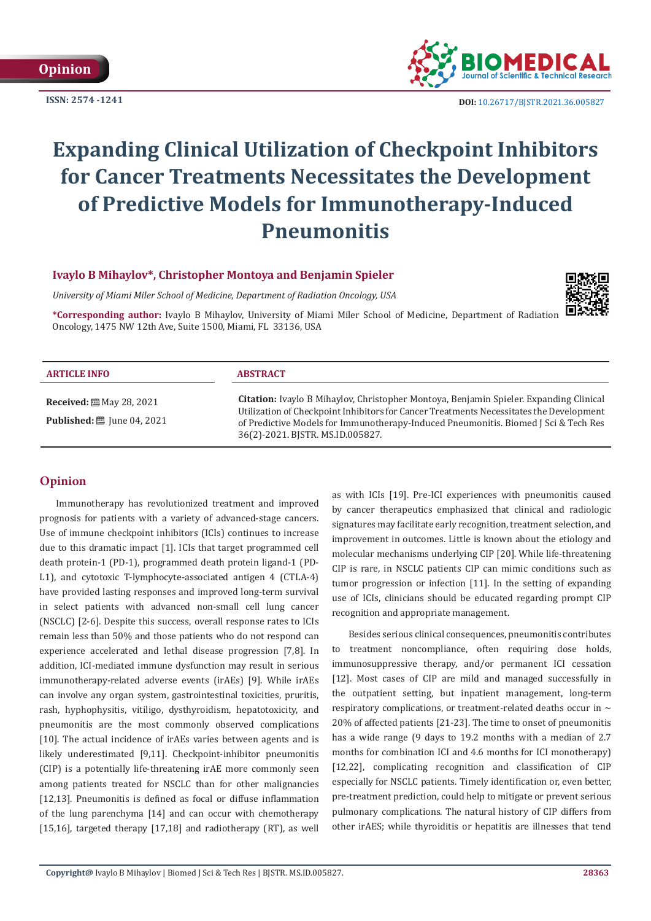Opinion

ISSN: 2574 -1241

DOI: 10.26717/BJSTR.2021.36.005827

# Expanding Clinical Utilization of Checkpoint Inhibitors for Cancer Treatments Necessitates the Development of Predictive Models for Immunotherapy-Induced Pneumonitis

**Ivaylo B Mihaylov*, Christopher Montoya and Benjamin Spieler**

*University of Miami Miler School of Medicine, Department of Radiation Oncology, USA*

***Corresponding author:** Ivaylo B Mihaylov, University of Miami Miler School of Medicine, Department of Radiation Oncology, 1475 NW 12th Ave, Suite 1500, Miami, FL 33136, USA

**ARTICLE INFO**

**Received:** May 28, 2021

**Published:** June 04, 2021

**ABSTRACT**

**Citation:** Ivaylo B Mihaylov, Christopher Montoya, Benjamin Spieler. Expanding Clinical Utilization of Checkpoint Inhibitors for Cancer Treatments Necessitates the Development of Predictive Models for Immunotherapy-Induced Pneumonitis. Biomed J Sci & Tech Res 36(2)-2021. BJSTR. MS.ID.005827.

## Opinion

Immunotherapy has revolutionized treatment and improved prognosis for patients with a variety of advanced-stage cancers. Use of immune checkpoint inhibitors (ICIs) continues to increase due to this dramatic impact [1]. ICIs that target programmed cell death protein-1 (PD-1), programmed death protein ligand-1 (PD-L1), and cytotoxic T-lymphocyte-associated antigen 4 (CTLA-4) have provided lasting responses and improved long-term survival in select patients with advanced non-small cell lung cancer (NSCLC) [2-6]. Despite this success, overall response rates to ICIs remain less than 50% and those patients who do not respond can experience accelerated and lethal disease progression [7,8]. In addition, ICI-mediated immune dysfunction may result in serious immunotherapy-related adverse events (irAEs) [9]. While irAEs can involve any organ system, gastrointestinal toxicities, pruritis, rash, hyphophysitis, vitiligo, dysthyroidism, hepatotoxicity, and pneumonitis are the most commonly observed complications [10]. The actual incidence of irAEs varies between agents and is likely underestimated [9,11]. Checkpoint-inhibitor pneumonitis (CIP) is a potentially life-threatening irAE more commonly seen among patients treated for NSCLC than for other malignancies [12,13]. Pneumonitis is defined as focal or diffuse inflammation of the lung parenchyma [14] and can occur with chemotherapy [15,16], targeted therapy [17,18] and radiotherapy (RT), as well as with ICIs [19]. Pre-ICI experiences with pneumonitis caused by cancer therapeutics emphasized that clinical and radiologic signatures may facilitate early recognition, treatment selection, and improvement in outcomes. Little is known about the etiology and molecular mechanisms underlying CIP [20]. While life-threatening CIP is rare, in NSCLC patients CIP can mimic conditions such as tumor progression or infection [11]. In the setting of expanding use of ICIs, clinicians should be educated regarding prompt CIP recognition and appropriate management.

Besides serious clinical consequences, pneumonitis contributes to treatment noncompliance, often requiring dose holds, immunosuppressive therapy, and/or permanent ICI cessation [12]. Most cases of CIP are mild and managed successfully in the outpatient setting, but inpatient management, long-term respiratory complications, or treatment-related deaths occur in ~ 20% of affected patients [21-23]. The time to onset of pneumonitis has a wide range (9 days to 19.2 months with a median of 2.7 months for combination ICI and 4.6 months for ICI monotherapy) [12,22], complicating recognition and classification of CIP especially for NSCLC patients. Timely identification or, even better, pre-treatment prediction, could help to mitigate or prevent serious pulmonary complications. The natural history of CIP differs from other irAES; while thyroiditis or hepatitis are illnesses that tend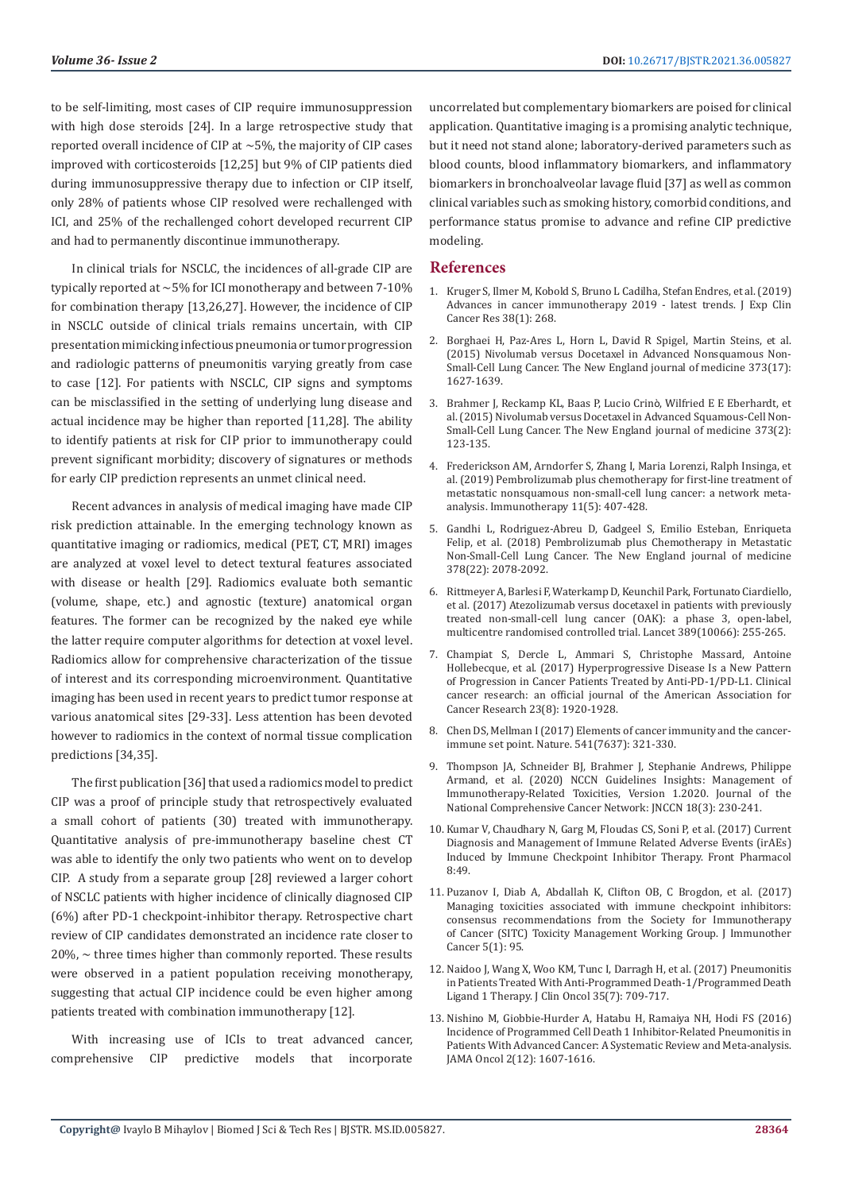to be self-limiting, most cases of CIP require immunosuppression with high dose steroids [24]. In a large retrospective study that reported overall incidence of CIP at ~5%, the majority of CIP cases improved with corticosteroids [12,25] but 9% of CIP patients died during immunosuppressive therapy due to infection or CIP itself, only 28% of patients whose CIP resolved were rechallenged with ICI, and 25% of the rechallenged cohort developed recurrent CIP and had to permanently discontinue immunotherapy.

In clinical trials for NSCLC, the incidences of all-grade CIP are typically reported at ~5% for ICI monotherapy and between 7-10% for combination therapy [13,26,27]. However, the incidence of CIP in NSCLC outside of clinical trials remains uncertain, with CIP presentation mimicking infectious pneumonia or tumor progression and radiologic patterns of pneumonitis varying greatly from case to case [12]. For patients with NSCLC, CIP signs and symptoms can be misclassified in the setting of underlying lung disease and actual incidence may be higher than reported [11,28]. The ability to identify patients at risk for CIP prior to immunotherapy could prevent significant morbidity; discovery of signatures or methods for early CIP prediction represents an unmet clinical need.

Recent advances in analysis of medical imaging have made CIP risk prediction attainable. In the emerging technology known as quantitative imaging or radiomics, medical (PET, CT, MRI) images are analyzed at voxel level to detect textural features associated with disease or health [29]. Radiomics evaluate both semantic (volume, shape, etc.) and agnostic (texture) anatomical organ features. The former can be recognized by the naked eye while the latter require computer algorithms for detection at voxel level. Radiomics allow for comprehensive characterization of the tissue of interest and its corresponding microenvironment. Quantitative imaging has been used in recent years to predict tumor response at various anatomical sites [29-33]. Less attention has been devoted however to radiomics in the context of normal tissue complication predictions [34,35].

The first publication [36] that used a radiomics model to predict CIP was a proof of principle study that retrospectively evaluated a small cohort of patients (30) treated with immunotherapy. Quantitative analysis of pre-immunotherapy baseline chest CT was able to identify the only two patients who went on to develop CIP. A study from a separate group [28] reviewed a larger cohort of NSCLC patients with higher incidence of clinically diagnosed CIP (6%) after PD-1 checkpoint-inhibitor therapy. Retrospective chart review of CIP candidates demonstrated an incidence rate closer to 20%, ~ three times higher than commonly reported. These results were observed in a patient population receiving monotherapy, suggesting that actual CIP incidence could be even higher among patients treated with combination immunotherapy [12].

With increasing use of ICIs to treat advanced cancer, comprehensive CIP predictive models that incorporate uncorrelated but complementary biomarkers are poised for clinical application. Quantitative imaging is a promising analytic technique, but it need not stand alone; laboratory-derived parameters such as blood counts, blood inflammatory biomarkers, and inflammatory biomarkers in bronchoalveolar lavage fluid [37] as well as common clinical variables such as smoking history, comorbid conditions, and performance status promise to advance and refine CIP predictive modeling.

## References

1. Kruger S, Ilmer M, Kobold S, Bruno L Cadilha, Stefan Endres, et al. (2019) Advances in cancer immunotherapy 2019 - latest trends. J Exp Clin Cancer Res 38(1): 268.
2. Borghaei H, Paz-Ares L, Horn L, David R Spigel, Martin Steins, et al. (2015) Nivolumab versus Docetaxel in Advanced Nonsquamous Non-Small-Cell Lung Cancer. The New England journal of medicine 373(17): 1627-1639.
3. Brahmer J, Reckamp KL, Baas P, Lucio Crinò, Wilfried E E Eberhardt, et al. (2015) Nivolumab versus Docetaxel in Advanced Squamous-Cell Non-Small-Cell Lung Cancer. The New England journal of medicine 373(2): 123-135.
4. Frederickson AM, Arndorfer S, Zhang I, Maria Lorenzi, Ralph Insinga, et al. (2019) Pembrolizumab plus chemotherapy for first-line treatment of metastatic nonsquamous non-small-cell lung cancer: a network meta-analysis. Immunotherapy 11(5): 407-428.
5. Gandhi L, Rodriguez-Abreu D, Gadgeel S, Emilio Esteban, Enriqueta Felip, et al. (2018) Pembrolizumab plus Chemotherapy in Metastatic Non-Small-Cell Lung Cancer. The New England journal of medicine 378(22): 2078-2092.
6. Rittmeyer A, Barlesi F, Waterkamp D, Keunchil Park, Fortunato Ciardiello, et al. (2017) Atezolizumab versus docetaxel in patients with previously treated non-small-cell lung cancer (OAK): a phase 3, open-label, multicentre randomised controlled trial. Lancet 389(10066): 255-265.
7. Champiat S, Dercle L, Ammari S, Christophe Massard, Antoine Hollebecque, et al. (2017) Hyperprogressive Disease Is a New Pattern of Progression in Cancer Patients Treated by Anti-PD-1/PD-L1. Clinical cancer research: an official journal of the American Association for Cancer Research 23(8): 1920-1928.
8. Chen DS, Mellman I (2017) Elements of cancer immunity and the cancer-immune set point. Nature. 541(7637): 321-330.
9. Thompson JA, Schneider BJ, Brahmer J, Stephanie Andrews, Philippe Armand, et al. (2020) NCCN Guidelines Insights: Management of Immunotherapy-Related Toxicities, Version 1.2020. Journal of the National Comprehensive Cancer Network: JNCCN 18(3): 230-241.
10. Kumar V, Chaudhary N, Garg M, Floudas CS, Soni P, et al. (2017) Current Diagnosis and Management of Immune Related Adverse Events (irAEs) Induced by Immune Checkpoint Inhibitor Therapy. Front Pharmacol 8:49.
11. Puzanov I, Diab A, Abdallah K, Clifton OB, C Brogdon, et al. (2017) Managing toxicities associated with immune checkpoint inhibitors: consensus recommendations from the Society for Immunotherapy of Cancer (SITC) Toxicity Management Working Group. J Immunother Cancer 5(1): 95.
12. Naidoo J, Wang X, Woo KM, Tunc I, Darragh H, et al. (2017) Pneumonitis in Patients Treated With Anti-Programmed Death-1/Programmed Death Ligand 1 Therapy. J Clin Oncol 35(7): 709-717.
13. Nishino M, Giobbie-Hurder A, Hatabu H, Ramaiya NH, Hodi FS (2016) Incidence of Programmed Cell Death 1 Inhibitor-Related Pneumonitis in Patients With Advanced Cancer: A Systematic Review and Meta-analysis. JAMA Oncol 2(12): 1607-1616.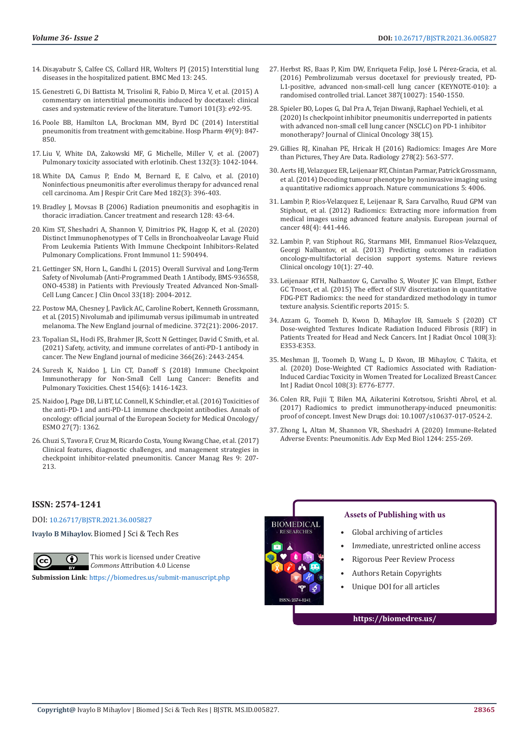14. Disayabutr S, Calfee CS, Collard HR, Wolters PJ (2015) Interstitial lung diseases in the hospitalized patient. BMC Med 13: 245.
15. Genestreti G, Di Battista M, Trisolini R, Fabio D, Mirca V, et al. (2015) A commentary on interstitial pneumonitis induced by docetaxel: clinical cases and systematic review of the literature. Tumori 101(3): e92-95.
16. Poole BB, Hamilton LA, Brockman MM, Byrd DC (2014) Interstitial pneumonitis from treatment with gemcitabine. Hosp Pharm 49(9): 847-850.
17. Liu V, White DA, Zakowski MF, G Michelle, Miller V, et al. (2007) Pulmonary toxicity associated with erlotinib. Chest 132(3): 1042-1044.
18. White DA, Camus P, Endo M, Bernard E, E Calvo, et al. (2010) Noninfectious pneumonitis after everolimus therapy for advanced renal cell carcinoma. Am J Respir Crit Care Med 182(3): 396-403.
19. Bradley J, Movsas B (2006) Radiation pneumonitis and esophagitis in thoracic irradiation. Cancer treatment and research 128: 43-64.
20. Kim ST, Sheshadri A, Shannon V, Dimitrios PK, Hagop K, et al. (2020) Distinct Immunophenotypes of T Cells in Bronchoalveolar Lavage Fluid From Leukemia Patients With Immune Checkpoint Inhibitors-Related Pulmonary Complications. Front Immunol 11: 590494.
21. Gettinger SN, Horn L, Gandhi L (2015) Overall Survival and Long-Term Safety of Nivolumab (Anti-Programmed Death 1 Antibody, BMS-936558, ONO-4538) in Patients with Previously Treated Advanced Non-Small-Cell Lung Cancer. J Clin Oncol 33(18): 2004-2012.
22. Postow MA, Chesney J, Pavlick AC, Caroline Robert, Kenneth Grossmann, et al. (2015) Nivolumab and ipilimumab versus ipilimumab in untreated melanoma. The New England journal of medicine. 372(21): 2006-2017.
23. Topalian SL, Hodi FS, Brahmer JR, Scott N Gettinger, David C Smith, et al. (2021) Safety, activity, and immune correlates of anti-PD-1 antibody in cancer. The New England journal of medicine 366(26): 2443-2454.
24. Suresh K, Naidoo J, Lin CT, Danoff S (2018) Immune Checkpoint Immunotherapy for Non-Small Cell Lung Cancer: Benefits and Pulmonary Toxicities. Chest 154(6): 1416-1423.
25. Naidoo J, Page DB, Li BT, LC Connell, K Schindler, et al. (2016) Toxicities of the anti-PD-1 and anti-PD-L1 immune checkpoint antibodies. Annals of oncology: official journal of the European Society for Medical Oncology/ ESMO 27(7): 1362.
26. Chuzi S, Tavora F, Cruz M, Ricardo Costa, Young Kwang Chae, et al. (2017) Clinical features, diagnostic challenges, and management strategies in checkpoint inhibitor-related pneumonitis. Cancer Manag Res 9: 207-213.
27. Herbst RS, Baas P, Kim DW, Enriqueta Felip, José L Pérez-Gracia, et al. (2016) Pembrolizumab versus docetaxel for previously treated, PD-L1-positive, advanced non-small-cell lung cancer (KEYNOTE-010): a randomised controlled trial. Lancet 387(10027): 1540-1550.
28. Spieler BO, Lopes G, Dal Pra A, Tejan Diwanji, Raphael Yechieli, et al. (2020) Is checkpoint inhibitor pneumonitis underreported in patients with advanced non-small cell lung cancer (NSCLC) on PD-1 inhibitor monotherapy? Journal of Clinical Oncology 38(15).
29. Gillies RJ, Kinahan PE, Hricak H (2016) Radiomics: Images Are More than Pictures, They Are Data. Radiology 278(2): 563-577.
30. Aerts HJ, Velazquez ER, Leijenaar RT, Chintan Parmar, Patrick Grossmann, et al. (2014) Decoding tumour phenotype by noninvasive imaging using a quantitative radiomics approach. Nature communications 5: 4006.
31. Lambin P, Rios-Velazquez E, Leijenaar R, Sara Carvalho, Ruud GPM van Stiphout, et al. (2012) Radiomics: Extracting more information from medical images using advanced feature analysis. European journal of cancer 48(4): 441-446.
32. Lambin P, van Stiphout RG, Starmans MH, Emmanuel Rios-Velazquez, Georgi Nalbantov, et al. (2013) Predicting outcomes in radiation oncology-multifactorial decision support systems. Nature reviews Clinical oncology 10(1): 27-40.
33. Leijenaar RTH, Nalbantov G, Carvalho S, Wouter JC van Elmpt, Esther GC Troost, et al. (2015) The effect of SUV discretization in quantitative FDG-PET Radiomics: the need for standardized methodology in tumor texture analysis. Scientific reports 2015: 5.
34. Azzam G, Toomeh D, Kwon D, Mihaylov IB, Samuels S (2020) CT Dose-weighted Textures Indicate Radiation Induced Fibrosis (RIF) in Patients Treated for Head and Neck Cancers. Int J Radiat Oncol 108(3): E353-E353.
35. Meshman JJ, Toomeh D, Wang L, D Kwon, IB Mihaylov, C Takita, et al. (2020) Dose-Weighted CT Radiomics Associated with Radiation-Induced Cardiac Toxicity in Women Treated for Localized Breast Cancer. Int J Radiat Oncol 108(3): E776-E777.
36. Colen RR, Fujii T, Bilen MA, Aikaterini Kotrotsou, Srishti Abrol, et al. (2017) Radiomics to predict immunotherapy-induced pneumonitis: proof of concept. Invest New Drugs doi: 10.1007/s10637-017-0524-2.
37. Zhong L, Altan M, Shannon VR, Sheshadri A (2020) Immune-Related Adverse Events: Pneumonitis. Adv Exp Med Biol 1244: 255-269.

**ISSN: 2574-1241**

DOI: 10.26717/BJSTR.2021.36.005827

**Ivaylo B Mihaylov.** Biomed J Sci & Tech Res

This work is licensed under Creative *Commons* Attribution 4.0 License

**Submission Link**: https://biomedres.us/submit-manuscript.php

**Assets of Publishing with us**

- Global archiving of articles
- Immediate, unrestricted online access
- Rigorous Peer Review Process
- Authors Retain Copyrights
- Unique DOI for all articles

**https://biomedres.us/**